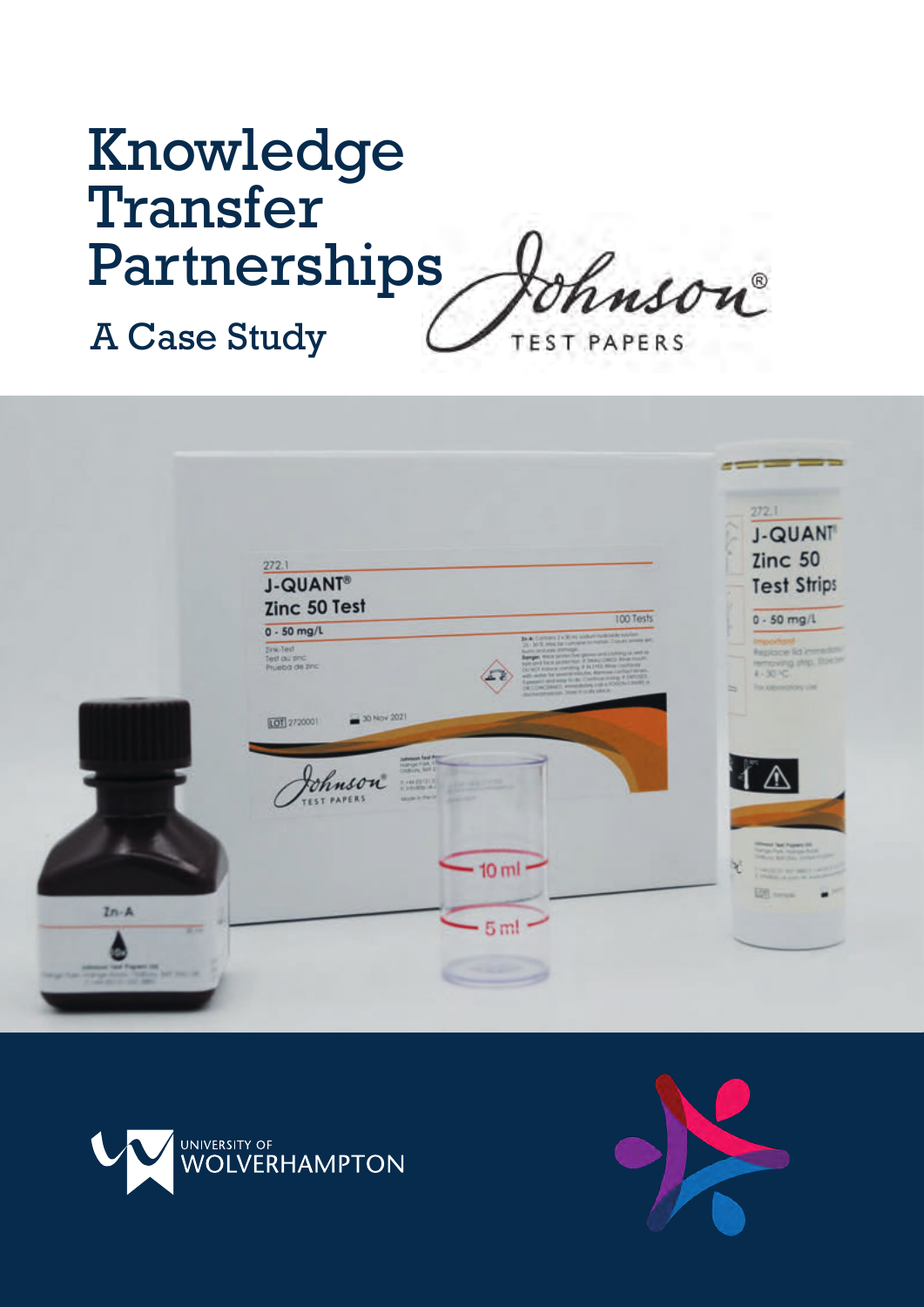# Knowledge Transfer Partnerships

## A Case Study

Johnson® TEST PAPERS

UNIVERSITY OF WOLVERHAMPTON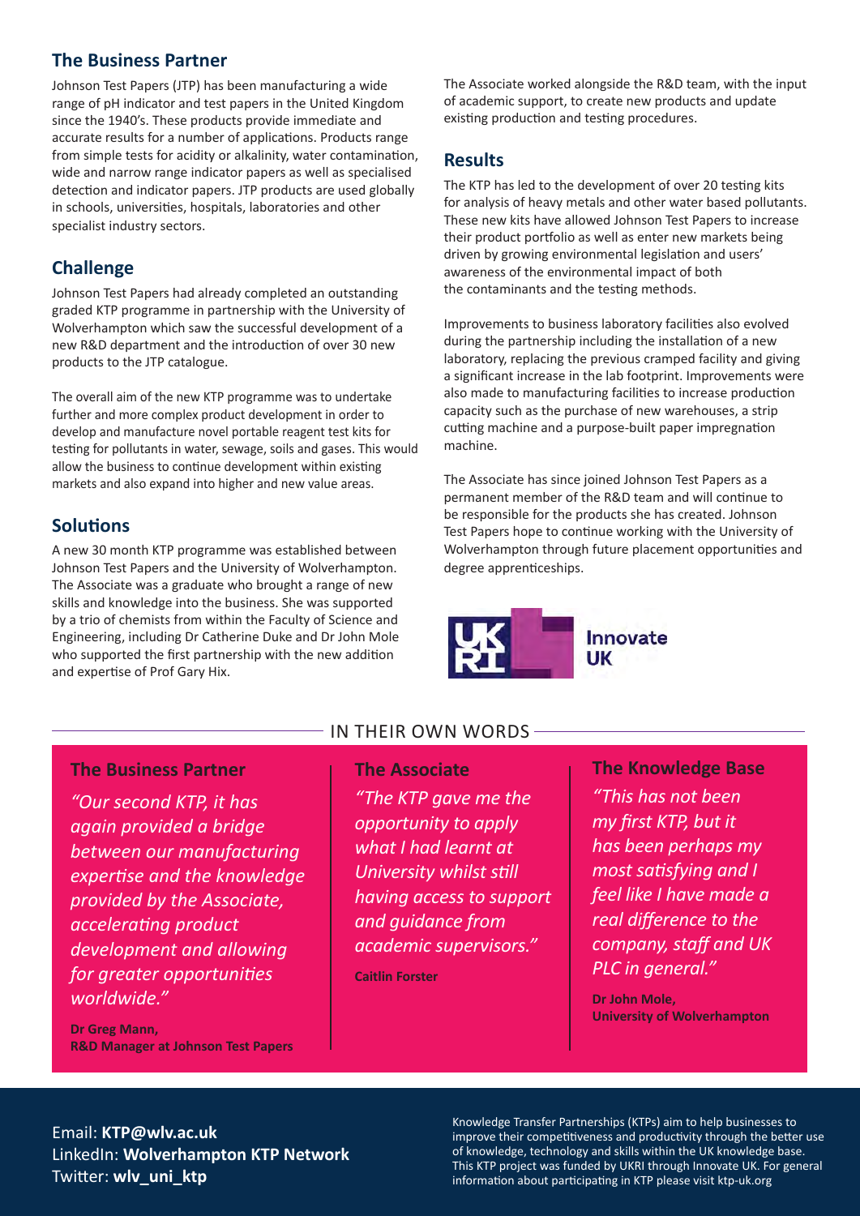## The Business Partner

Johnson Test Papers (JTP) has been manufacturing a wide range of pH indicator and test papers in the United Kingdom since the 1940's. These products provide immediate and accurate results for a number of applications. Products range from simple tests for acidity or alkalinity, water contamination, wide and narrow range indicator papers as well as specialised detection and indicator papers. JTP products are used globally in schools, universities, hospitals, laboratories and other specialist industry sectors.

## Challenge

Johnson Test Papers had already completed an outstanding graded KTP programme in partnership with the University of Wolverhampton which saw the successful development of a new R&D department and the introduction of over 30 new products to the JTP catalogue.

The overall aim of the new KTP programme was to undertake further and more complex product development in order to develop and manufacture novel portable reagent test kits for testing for pollutants in water, sewage, soils and gases. This would allow the business to continue development within existing markets and also expand into higher and new value areas.

## Solutions

A new 30 month KTP programme was established between Johnson Test Papers and the University of Wolverhampton. The Associate was a graduate who brought a range of new skills and knowledge into the business. She was supported by a trio of chemists from within the Faculty of Science and Engineering, including Dr Catherine Duke and Dr John Mole who supported the first partnership with the new addition and expertise of Prof Gary Hix.

The Associate worked alongside the R&D team, with the input of academic support, to create new products and update existing production and testing procedures.

## Results

The KTP has led to the development of over 20 testing kits for analysis of heavy metals and other water based pollutants. These new kits have allowed Johnson Test Papers to increase their product portfolio as well as enter new markets being driven by growing environmental legislation and users' awareness of the environmental impact of both the contaminants and the testing methods.

Improvements to business laboratory facilities also evolved during the partnership including the installation of a new laboratory, replacing the previous cramped facility and giving a significant increase in the lab footprint. Improvements were also made to manufacturing facilities to increase production capacity such as the purchase of new warehouses, a strip cutting machine and a purpose-built paper impregnation machine.

The Associate has since joined Johnson Test Papers as a permanent member of the R&D team and will continue to be responsible for the products she has created. Johnson Test Papers hope to continue working with the University of Wolverhampton through future placement opportunities and degree apprenticeships.

Innovate UK

## IN THEIR OWN WORDS

### The Business Partner

*"Our second KTP, it has again provided a bridge between our manufacturing expertise and the knowledge provided by the Associate, accelerating product development and allowing for greater opportunities worldwide."*

**Dr Greg Mann,**
**R&D Manager at Johnson Test Papers**

### The Associate

*"The KTP gave me the opportunity to apply what I had learnt at University whilst still having access to support and guidance from academic supervisors."*

**Caitlin Forster**

### The Knowledge Base

*"This has not been my first KTP, but it has been perhaps my most satisfying and I feel like I have made a real difference to the company, staff and UK PLC in general."*

**Dr John Mole,**
**University of Wolverhampton**

Email: **KTP@wlv.ac.uk**
LinkedIn: **Wolverhampton KTP Network**
Twitter: **wlv_uni_ktp**

Knowledge Transfer Partnerships (KTPs) aim to help businesses to improve their competitiveness and productivity through the better use of knowledge, technology and skills within the UK knowledge base. This KTP project was funded by UKRI through Innovate UK. For general information about participating in KTP please visit ktp-uk.org